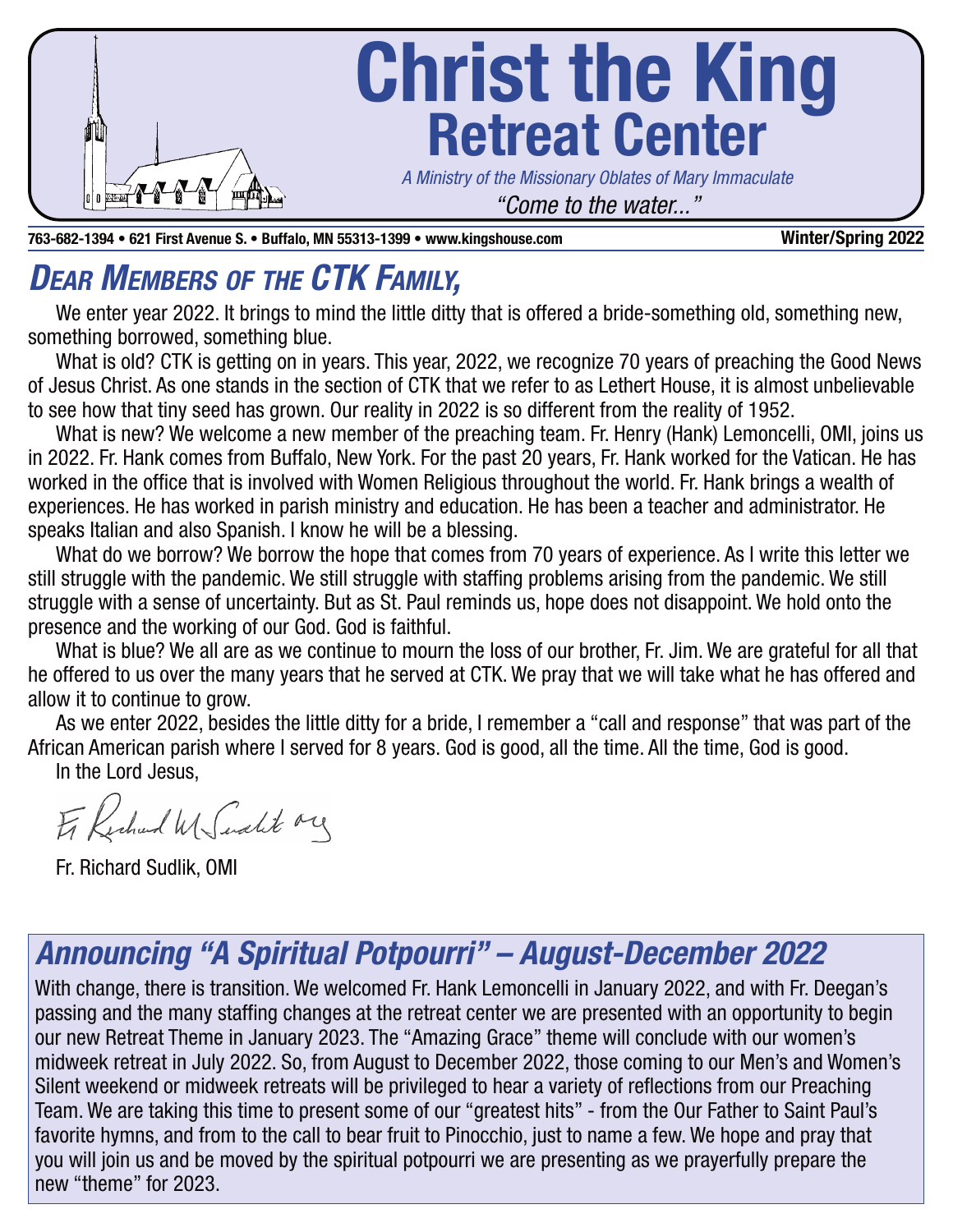# Christ the King
## Retreat Center

*A Ministry of the Missionary Oblates of Mary Immaculate*

*"Come to the water..."*

**763-682-1394 • 621 First Avenue S. • Buffalo, MN 55313-1399 • www.kingshouse.com** **Winter/Spring 2022**

## *Dear Members of the CTK Family,*

We enter year 2022. It brings to mind the little ditty that is offered a bride-something old, something new, something borrowed, something blue.

What is old? CTK is getting on in years. This year, 2022, we recognize 70 years of preaching the Good News of Jesus Christ. As one stands in the section of CTK that we refer to as Lethert House, it is almost unbelievable to see how that tiny seed has grown. Our reality in 2022 is so different from the reality of 1952.

What is new? We welcome a new member of the preaching team. Fr. Henry (Hank) Lemoncelli, OMI, joins us in 2022. Fr. Hank comes from Buffalo, New York. For the past 20 years, Fr. Hank worked for the Vatican. He has worked in the office that is involved with Women Religious throughout the world. Fr. Hank brings a wealth of experiences. He has worked in parish ministry and education. He has been a teacher and administrator. He speaks Italian and also Spanish. I know he will be a blessing.

What do we borrow? We borrow the hope that comes from 70 years of experience. As I write this letter we still struggle with the pandemic. We still struggle with staffing problems arising from the pandemic. We still struggle with a sense of uncertainty. But as St. Paul reminds us, hope does not disappoint. We hold onto the presence and the working of our God. God is faithful.

What is blue? We all are as we continue to mourn the loss of our brother, Fr. Jim. We are grateful for all that he offered to us over the many years that he served at CTK. We pray that we will take what he has offered and allow it to continue to grow.

As we enter 2022, besides the little ditty for a bride, I remember a "call and response" that was part of the African American parish where I served for 8 years. God is good, all the time. All the time, God is good.

In the Lord Jesus,

Fr Richard M Sudlik omi

Fr. Richard Sudlik, OMI

## *Announcing "A Spiritual Potpourri" – August-December 2022*

With change, there is transition. We welcomed Fr. Hank Lemoncelli in January 2022, and with Fr. Deegan's passing and the many staffing changes at the retreat center we are presented with an opportunity to begin our new Retreat Theme in January 2023. The "Amazing Grace" theme will conclude with our women's midweek retreat in July 2022. So, from August to December 2022, those coming to our Men's and Women's Silent weekend or midweek retreats will be privileged to hear a variety of reflections from our Preaching Team. We are taking this time to present some of our "greatest hits" - from the Our Father to Saint Paul's favorite hymns, and from to the call to bear fruit to Pinocchio, just to name a few. We hope and pray that you will join us and be moved by the spiritual potpourri we are presenting as we prayerfully prepare the new "theme" for 2023.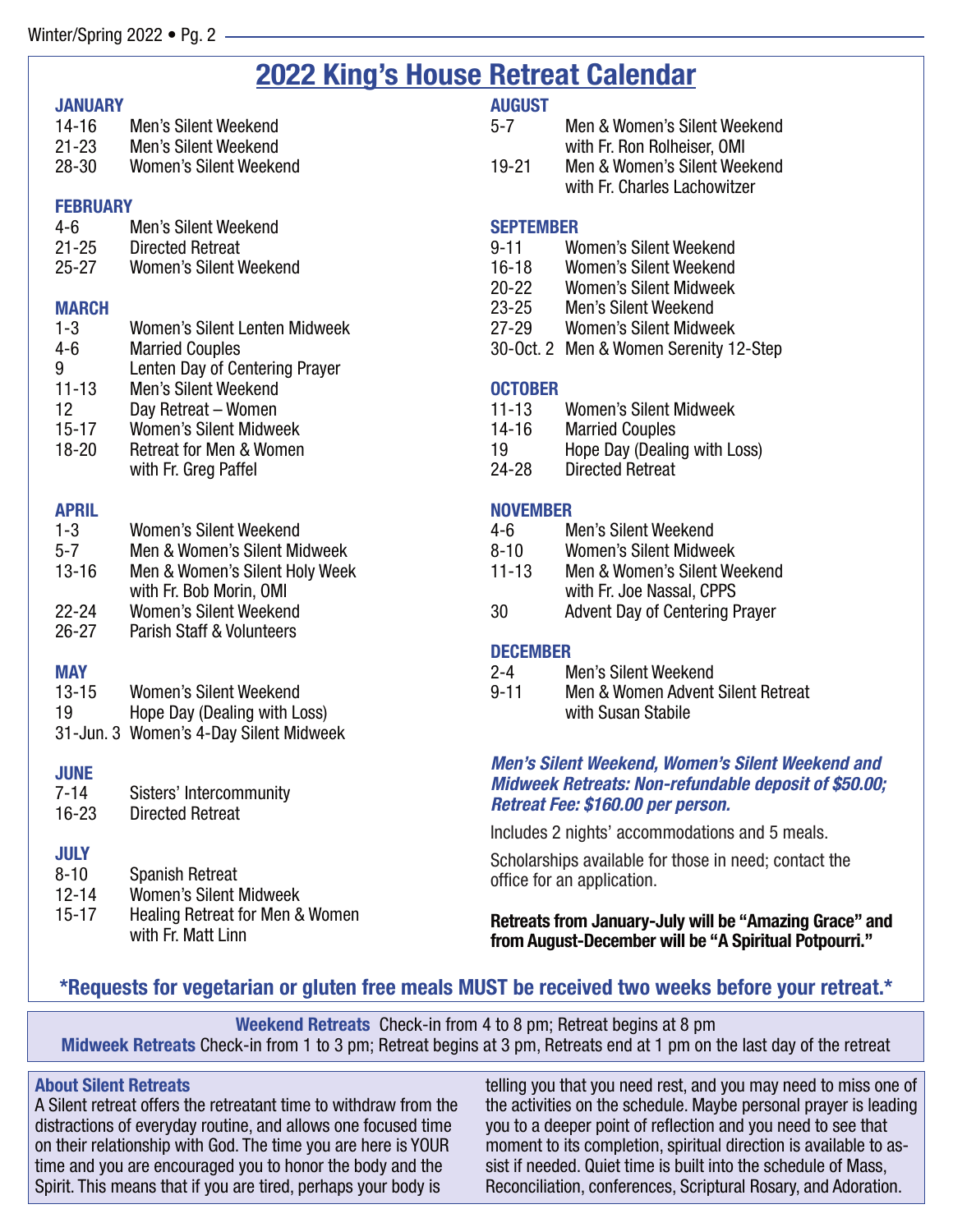# 2022 King's House Retreat Calendar

### JANUARY

14-16 Men's Silent Weekend
21-23 Men's Silent Weekend
28-30 Women's Silent Weekend

### FEBRUARY

4-6 Men's Silent Weekend
21-25 Directed Retreat
25-27 Women's Silent Weekend

### MARCH

1-3 Women's Silent Lenten Midweek
4-6 Married Couples
9 Lenten Day of Centering Prayer
11-13 Men's Silent Weekend
12 Day Retreat – Women
15-17 Women's Silent Midweek
18-20 Retreat for Men & Women with Fr. Greg Paffel

### APRIL

1-3 Women's Silent Weekend
5-7 Men & Women's Silent Midweek
13-16 Men & Women's Silent Holy Week with Fr. Bob Morin, OMI
22-24 Women's Silent Weekend
26-27 Parish Staff & Volunteers

### MAY

13-15 Women's Silent Weekend
19 Hope Day (Dealing with Loss)
31-Jun. 3 Women's 4-Day Silent Midweek

### JUNE

7-14 Sisters' Intercommunity
16-23 Directed Retreat

### JULY

8-10 Spanish Retreat
12-14 Women's Silent Midweek
15-17 Healing Retreat for Men & Women with Fr. Matt Linn

### AUGUST

5-7 Men & Women's Silent Weekend with Fr. Ron Rolheiser, OMI
19-21 Men & Women's Silent Weekend with Fr. Charles Lachowitzer

### SEPTEMBER

9-11 Women's Silent Weekend
16-18 Women's Silent Weekend
20-22 Women's Silent Midweek
23-25 Men's Silent Weekend
27-29 Women's Silent Midweek
30-Oct. 2 Men & Women Serenity 12-Step

### OCTOBER

11-13 Women's Silent Midweek
14-16 Married Couples
19 Hope Day (Dealing with Loss)
24-28 Directed Retreat

### NOVEMBER

4-6 Men's Silent Weekend
8-10 Women's Silent Midweek
11-13 Men & Women's Silent Weekend with Fr. Joe Nassal, CPPS
30 Advent Day of Centering Prayer

### DECEMBER

2-4 Men's Silent Weekend
9-11 Men & Women Advent Silent Retreat with Susan Stabile

***Men's Silent Weekend, Women's Silent Weekend and Midweek Retreats: Non-refundable deposit of $50.00; Retreat Fee: $160.00 per person.***

Includes 2 nights' accommodations and 5 meals.

Scholarships available for those in need; contact the office for an application.

**Retreats from January-July will be "Amazing Grace" and from August-December will be "A Spiritual Potpourri."**

**\*Requests for vegetarian or gluten free meals MUST be received two weeks before your retreat.\***

**Weekend Retreats** Check-in from 4 to 8 pm; Retreat begins at 8 pm
**Midweek Retreats** Check-in from 1 to 3 pm; Retreat begins at 3 pm, Retreats end at 1 pm on the last day of the retreat

### About Silent Retreats

A Silent retreat offers the retreatant time to withdraw from the distractions of everyday routine, and allows one focused time on their relationship with God. The time you are here is YOUR time and you are encouraged you to honor the body and the Spirit. This means that if you are tired, perhaps your body is telling you that you need rest, and you may need to miss one of the activities on the schedule. Maybe personal prayer is leading you to a deeper point of reflection and you need to see that moment to its completion, spiritual direction is available to assist if needed. Quiet time is built into the schedule of Mass, Reconciliation, conferences, Scriptural Rosary, and Adoration.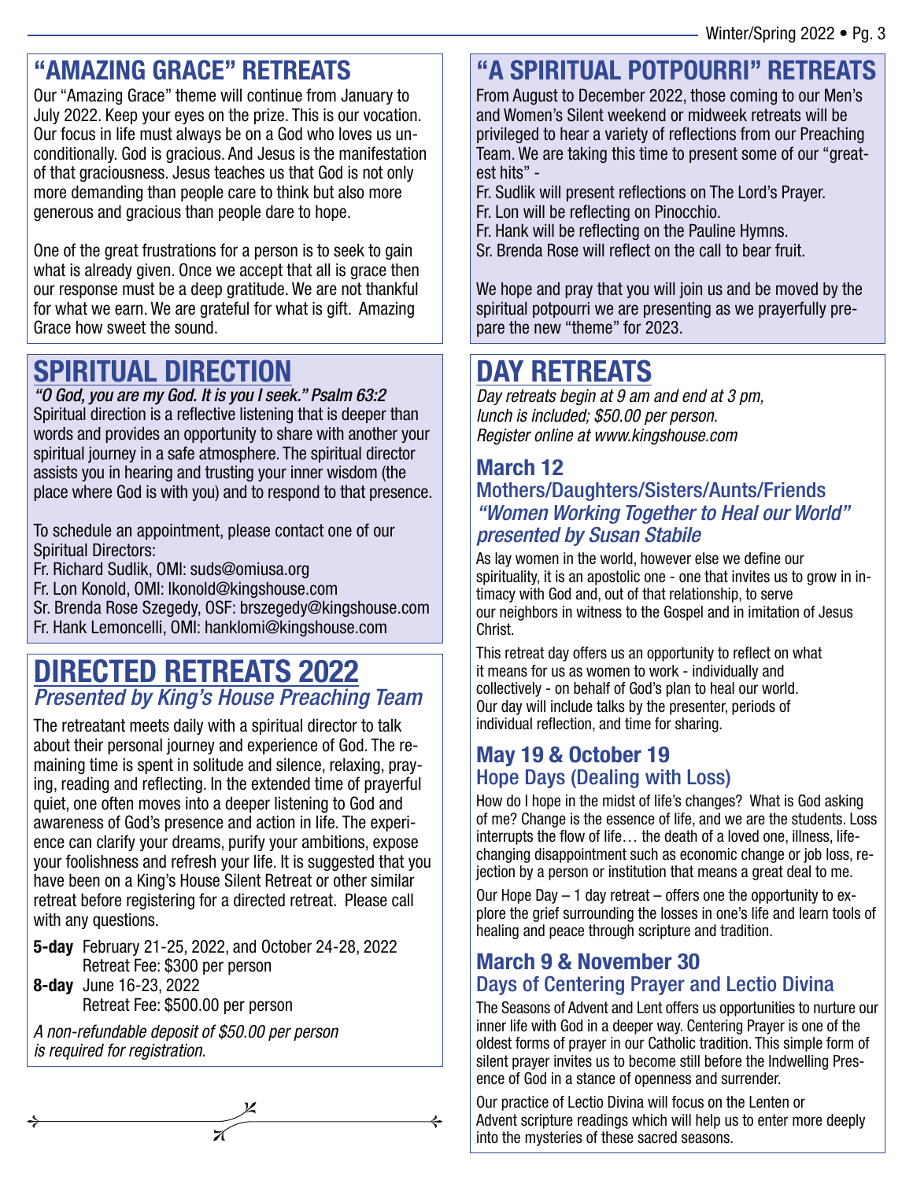## "AMAZING GRACE" RETREATS

Our "Amazing Grace" theme will continue from January to July 2022. Keep your eyes on the prize. This is our vocation. Our focus in life must always be on a God who loves us unconditionally. God is gracious. And Jesus is the manifestation of that graciousness. Jesus teaches us that God is not only more demanding than people care to think but also more generous and gracious than people dare to hope.

One of the great frustrations for a person is to seek to gain what is already given. Once we accept that all is grace then our response must be a deep gratitude. We are not thankful for what we earn. We are grateful for what is gift. Amazing Grace how sweet the sound.

## SPIRITUAL DIRECTION

*"O God, you are my God. It is you I seek." Psalm 63:2*

Spiritual direction is a reflective listening that is deeper than words and provides an opportunity to share with another your spiritual journey in a safe atmosphere. The spiritual director assists you in hearing and trusting your inner wisdom (the place where God is with you) and to respond to that presence.

To schedule an appointment, please contact one of our Spiritual Directors:

Fr. Richard Sudlik, OMI: suds@omiusa.org
Fr. Lon Konold, OMI: lkonold@kingshouse.com
Sr. Brenda Rose Szegedy, OSF: brszegedy@kingshouse.com
Fr. Hank Lemoncelli, OMI: hanklomi@kingshouse.com

## DIRECTED RETREATS 2022

### *Presented by King's House Preaching Team*

The retreatant meets daily with a spiritual director to talk about their personal journey and experience of God. The remaining time is spent in solitude and silence, relaxing, praying, reading and reflecting. In the extended time of prayerful quiet, one often moves into a deeper listening to God and awareness of God's presence and action in life. The experience can clarify your dreams, purify your ambitions, expose your foolishness and refresh your life. It is suggested that you have been on a King's House Silent Retreat or other similar retreat before registering for a directed retreat. Please call with any questions.

**5-day** February 21-25, 2022, and October 24-28, 2022
Retreat Fee: $300 per person

**8-day** June 16-23, 2022
Retreat Fee: $500.00 per person

*A non-refundable deposit of $50.00 per person is required for registration.*

## "A SPIRITUAL POTPOURRI" RETREATS

From August to December 2022, those coming to our Men's and Women's Silent weekend or midweek retreats will be privileged to hear a variety of reflections from our Preaching Team. We are taking this time to present some of our "greatest hits" -

Fr. Sudlik will present reflections on The Lord's Prayer.
Fr. Lon will be reflecting on Pinocchio.
Fr. Hank will be reflecting on the Pauline Hymns.
Sr. Brenda Rose will reflect on the call to bear fruit.

We hope and pray that you will join us and be moved by the spiritual potpourri we are presenting as we prayerfully prepare the new "theme" for 2023.

## DAY RETREATS

*Day retreats begin at 9 am and end at 3 pm, lunch is included; $50.00 per person. Register online at www.kingshouse.com*

### March 12

### Mothers/Daughters/Sisters/Aunts/Friends *"Women Working Together to Heal our World" presented by Susan Stabile*

As lay women in the world, however else we define our spirituality, it is an apostolic one - one that invites us to grow in intimacy with God and, out of that relationship, to serve our neighbors in witness to the Gospel and in imitation of Jesus Christ.

This retreat day offers us an opportunity to reflect on what it means for us as women to work - individually and collectively - on behalf of God's plan to heal our world. Our day will include talks by the presenter, periods of individual reflection, and time for sharing.

### May 19 & October 19

### Hope Days (Dealing with Loss)

How do I hope in the midst of life's changes? What is God asking of me? Change is the essence of life, and we are the students. Loss interrupts the flow of life… the death of a loved one, illness, life-changing disappointment such as economic change or job loss, rejection by a person or institution that means a great deal to me.

Our Hope Day – 1 day retreat – offers one the opportunity to explore the grief surrounding the losses in one's life and learn tools of healing and peace through scripture and tradition.

### March 9 & November 30

### Days of Centering Prayer and Lectio Divina

The Seasons of Advent and Lent offers us opportunities to nurture our inner life with God in a deeper way. Centering Prayer is one of the oldest forms of prayer in our Catholic tradition. This simple form of silent prayer invites us to become still before the Indwelling Presence of God in a stance of openness and surrender.

Our practice of Lectio Divina will focus on the Lenten or Advent scripture readings which will help us to enter more deeply into the mysteries of these sacred seasons.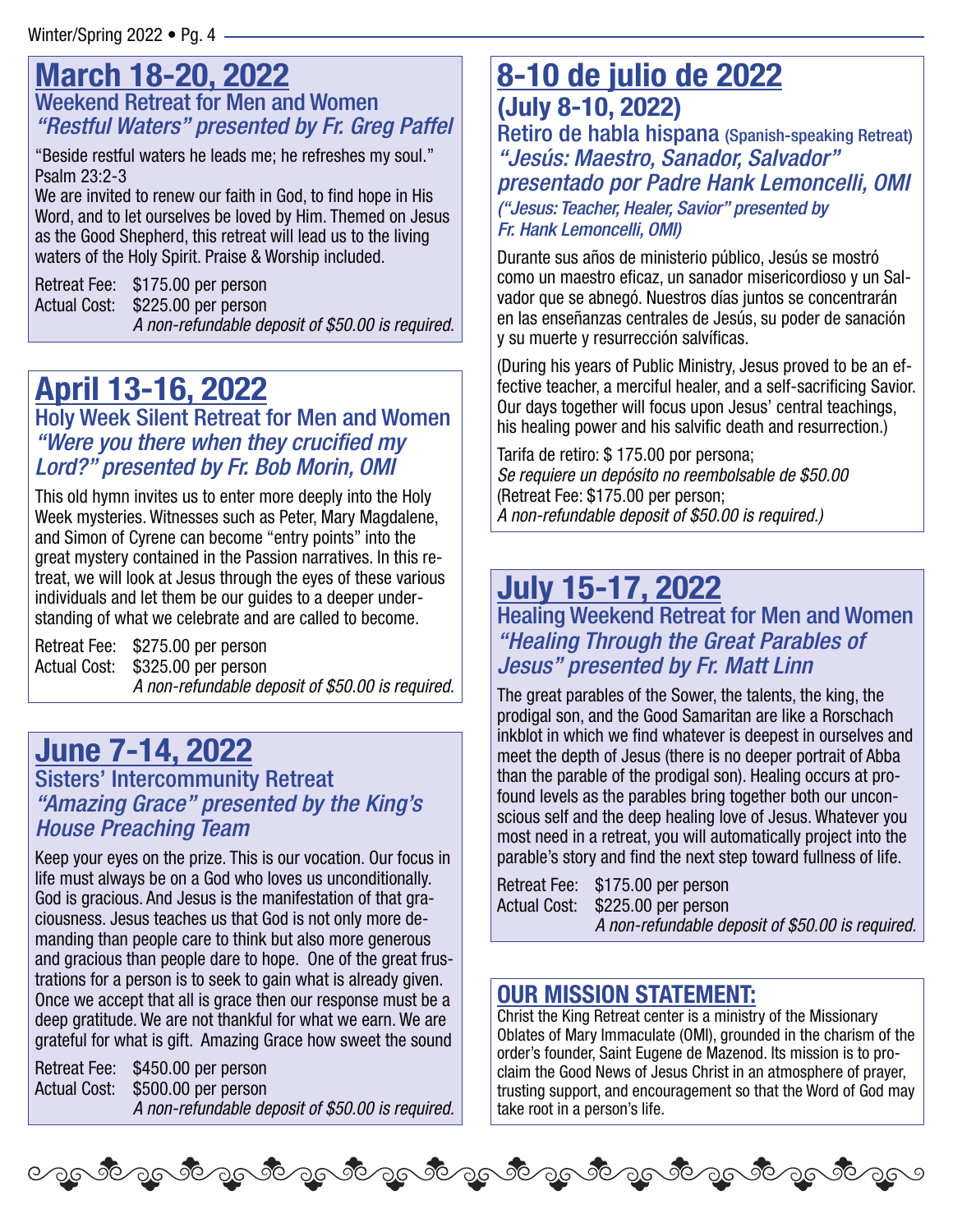## March 18-20, 2022

### Weekend Retreat for Men and Women

### *"Restful Waters" presented by Fr. Greg Paffel*

"Beside restful waters he leads me; he refreshes my soul." Psalm 23:2-3

We are invited to renew our faith in God, to find hope in His Word, and to let ourselves be loved by Him. Themed on Jesus as the Good Shepherd, this retreat will lead us to the living waters of the Holy Spirit. Praise & Worship included.

Retreat Fee: $175.00 per person
Actual Cost: $225.00 per person
*A non-refundable deposit of $50.00 is required.*

## April 13-16, 2022

### Holy Week Silent Retreat for Men and Women

### *"Were you there when they crucified my Lord?" presented by Fr. Bob Morin, OMI*

This old hymn invites us to enter more deeply into the Holy Week mysteries. Witnesses such as Peter, Mary Magdalene, and Simon of Cyrene can become "entry points" into the great mystery contained in the Passion narratives. In this retreat, we will look at Jesus through the eyes of these various individuals and let them be our guides to a deeper understanding of what we celebrate and are called to become.

Retreat Fee: $275.00 per person
Actual Cost: $325.00 per person
*A non-refundable deposit of $50.00 is required.*

## June 7-14, 2022

### Sisters' Intercommunity Retreat

### *"Amazing Grace" presented by the King's House Preaching Team*

Keep your eyes on the prize. This is our vocation. Our focus in life must always be on a God who loves us unconditionally. God is gracious. And Jesus is the manifestation of that graciousness. Jesus teaches us that God is not only more demanding than people care to think but also more generous and gracious than people dare to hope. One of the great frustrations for a person is to seek to gain what is already given. Once we accept that all is grace then our response must be a deep gratitude. We are not thankful for what we earn. We are grateful for what is gift. Amazing Grace how sweet the sound

Retreat Fee: $450.00 per person
Actual Cost: $500.00 per person
*A non-refundable deposit of $50.00 is required.*

## 8-10 de julio de 2022

### (July 8-10, 2022)

### Retiro de habla hispana (Spanish-speaking Retreat)

### *"Jesús: Maestro, Sanador, Salvador" presentado por Padre Hank Lemoncelli, OMI*

*("Jesus: Teacher, Healer, Savior" presented by Fr. Hank Lemoncelli, OMI)*

Durante sus años de ministerio público, Jesús se mostró como un maestro eficaz, un sanador misericordioso y un Salvador que se abnegó. Nuestros días juntos se concentrarán en las enseñanzas centrales de Jesús, su poder de sanación y su muerte y resurrección salvíficas.

(During his years of Public Ministry, Jesus proved to be an effective teacher, a merciful healer, and a self-sacrificing Savior. Our days together will focus upon Jesus' central teachings, his healing power and his salvific death and resurrection.)

Tarifa de retiro: $ 175.00 por persona;
*Se requiere un depósito no reembolsable de $50.00*
(Retreat Fee: $175.00 per person;
*A non-refundable deposit of $50.00 is required.)*

## July 15-17, 2022

### Healing Weekend Retreat for Men and Women

### *"Healing Through the Great Parables of Jesus" presented by Fr. Matt Linn*

The great parables of the Sower, the talents, the king, the prodigal son, and the Good Samaritan are like a Rorschach inkblot in which we find whatever is deepest in ourselves and meet the depth of Jesus (there is no deeper portrait of Abba than the parable of the prodigal son). Healing occurs at profound levels as the parables bring together both our unconscious self and the deep healing love of Jesus. Whatever you most need in a retreat, you will automatically project into the parable's story and find the next step toward fullness of life.

Retreat Fee: $175.00 per person
Actual Cost: $225.00 per person
*A non-refundable deposit of $50.00 is required.*

## OUR MISSION STATEMENT:

Christ the King Retreat center is a ministry of the Missionary Oblates of Mary Immaculate (OMI), grounded in the charism of the order's founder, Saint Eugene de Mazenod. Its mission is to proclaim the Good News of Jesus Christ in an atmosphere of prayer, trusting support, and encouragement so that the Word of God may take root in a person's life.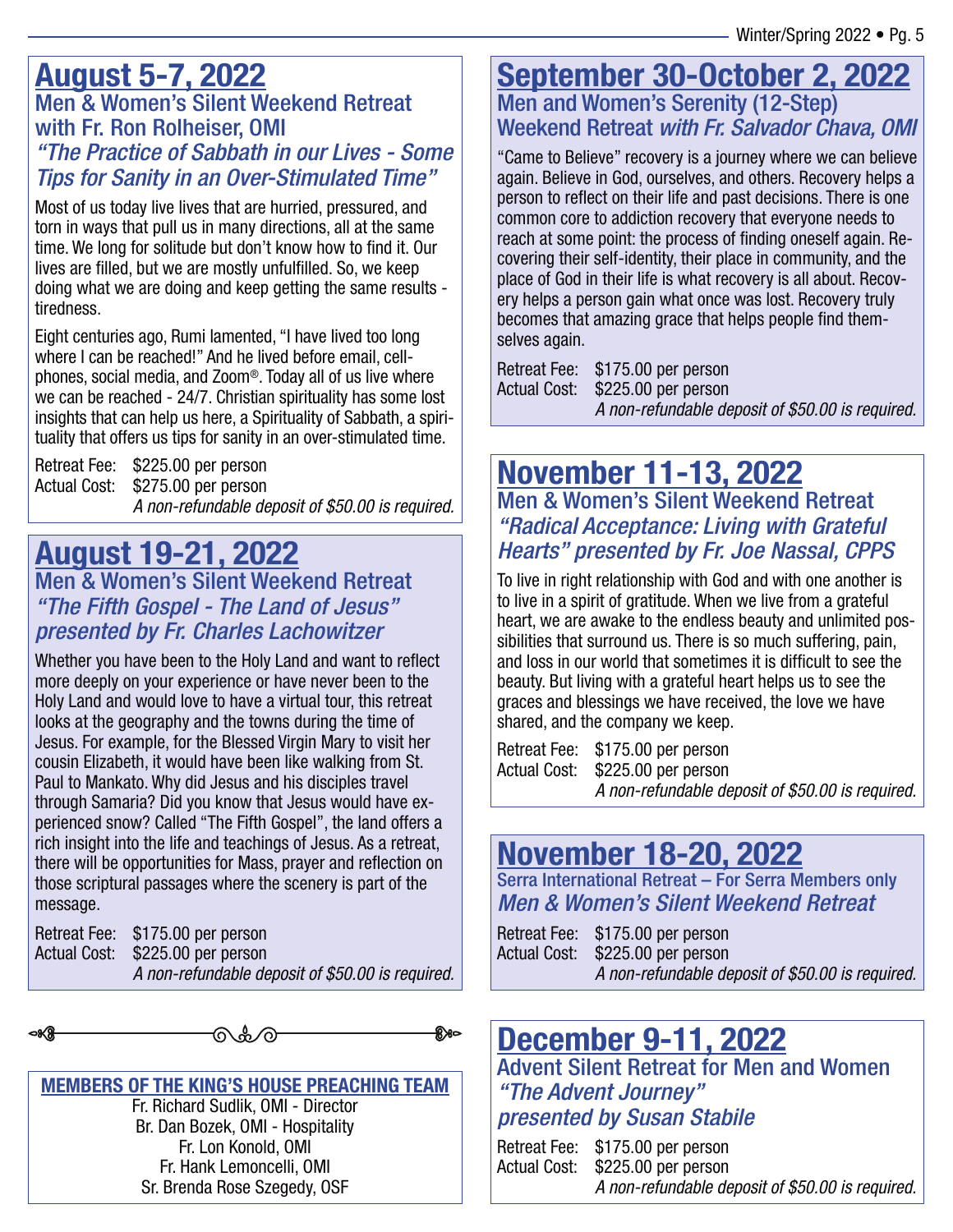## August 5-7, 2022

### Men & Women's Silent Weekend Retreat with Fr. Ron Rolheiser, OMI

### *"The Practice of Sabbath in our Lives - Some Tips for Sanity in an Over-Stimulated Time"*

Most of us today live lives that are hurried, pressured, and torn in ways that pull us in many directions, all at the same time. We long for solitude but don't know how to find it. Our lives are filled, but we are mostly unfulfilled. So, we keep doing what we are doing and keep getting the same results - tiredness.

Eight centuries ago, Rumi lamented, "I have lived too long where I can be reached!" And he lived before email, cellphones, social media, and Zoom®. Today all of us live where we can be reached - 24/7. Christian spirituality has some lost insights that can help us here, a Spirituality of Sabbath, a spirituality that offers us tips for sanity in an over-stimulated time.

Retreat Fee: $225.00 per person
Actual Cost: $275.00 per person
*A non-refundable deposit of $50.00 is required.*

## August 19-21, 2022

### Men & Women's Silent Weekend Retreat

### *"The Fifth Gospel - The Land of Jesus" presented by Fr. Charles Lachowitzer*

Whether you have been to the Holy Land and want to reflect more deeply on your experience or have never been to the Holy Land and would love to have a virtual tour, this retreat looks at the geography and the towns during the time of Jesus. For example, for the Blessed Virgin Mary to visit her cousin Elizabeth, it would have been like walking from St. Paul to Mankato. Why did Jesus and his disciples travel through Samaria? Did you know that Jesus would have experienced snow? Called "The Fifth Gospel", the land offers a rich insight into the life and teachings of Jesus. As a retreat, there will be opportunities for Mass, prayer and reflection on those scriptural passages where the scenery is part of the message.

Retreat Fee: $175.00 per person
Actual Cost: $225.00 per person
*A non-refundable deposit of $50.00 is required.*

**MEMBERS OF THE KING'S HOUSE PREACHING TEAM**

Fr. Richard Sudlik, OMI - Director
Br. Dan Bozek, OMI - Hospitality
Fr. Lon Konold, OMI
Fr. Hank Lemoncelli, OMI
Sr. Brenda Rose Szegedy, OSF

## September 30-October 2, 2022

### Men and Women's Serenity (12-Step) Weekend Retreat *with Fr. Salvador Chava, OMI*

"Came to Believe" recovery is a journey where we can believe again. Believe in God, ourselves, and others. Recovery helps a person to reflect on their life and past decisions. There is one common core to addiction recovery that everyone needs to reach at some point: the process of finding oneself again. Recovering their self-identity, their place in community, and the place of God in their life is what recovery is all about. Recovery helps a person gain what once was lost. Recovery truly becomes that amazing grace that helps people find themselves again.

Retreat Fee: $175.00 per person
Actual Cost: $225.00 per person
*A non-refundable deposit of $50.00 is required.*

## November 11-13, 2022

### Men & Women's Silent Weekend Retreat

### *"Radical Acceptance: Living with Grateful Hearts" presented by Fr. Joe Nassal, CPPS*

To live in right relationship with God and with one another is to live in a spirit of gratitude. When we live from a grateful heart, we are awake to the endless beauty and unlimited possibilities that surround us. There is so much suffering, pain, and loss in our world that sometimes it is difficult to see the beauty. But living with a grateful heart helps us to see the graces and blessings we have received, the love we have shared, and the company we keep.

Retreat Fee: $175.00 per person
Actual Cost: $225.00 per person
*A non-refundable deposit of $50.00 is required.*

## November 18-20, 2022

### Serra International Retreat – For Serra Members only

### *Men & Women's Silent Weekend Retreat*

Retreat Fee: $175.00 per person
Actual Cost: $225.00 per person
*A non-refundable deposit of $50.00 is required.*

## December 9-11, 2022

### Advent Silent Retreat for Men and Women

### *"The Advent Journey" presented by Susan Stabile*

Retreat Fee: $175.00 per person
Actual Cost: $225.00 per person
*A non-refundable deposit of $50.00 is required.*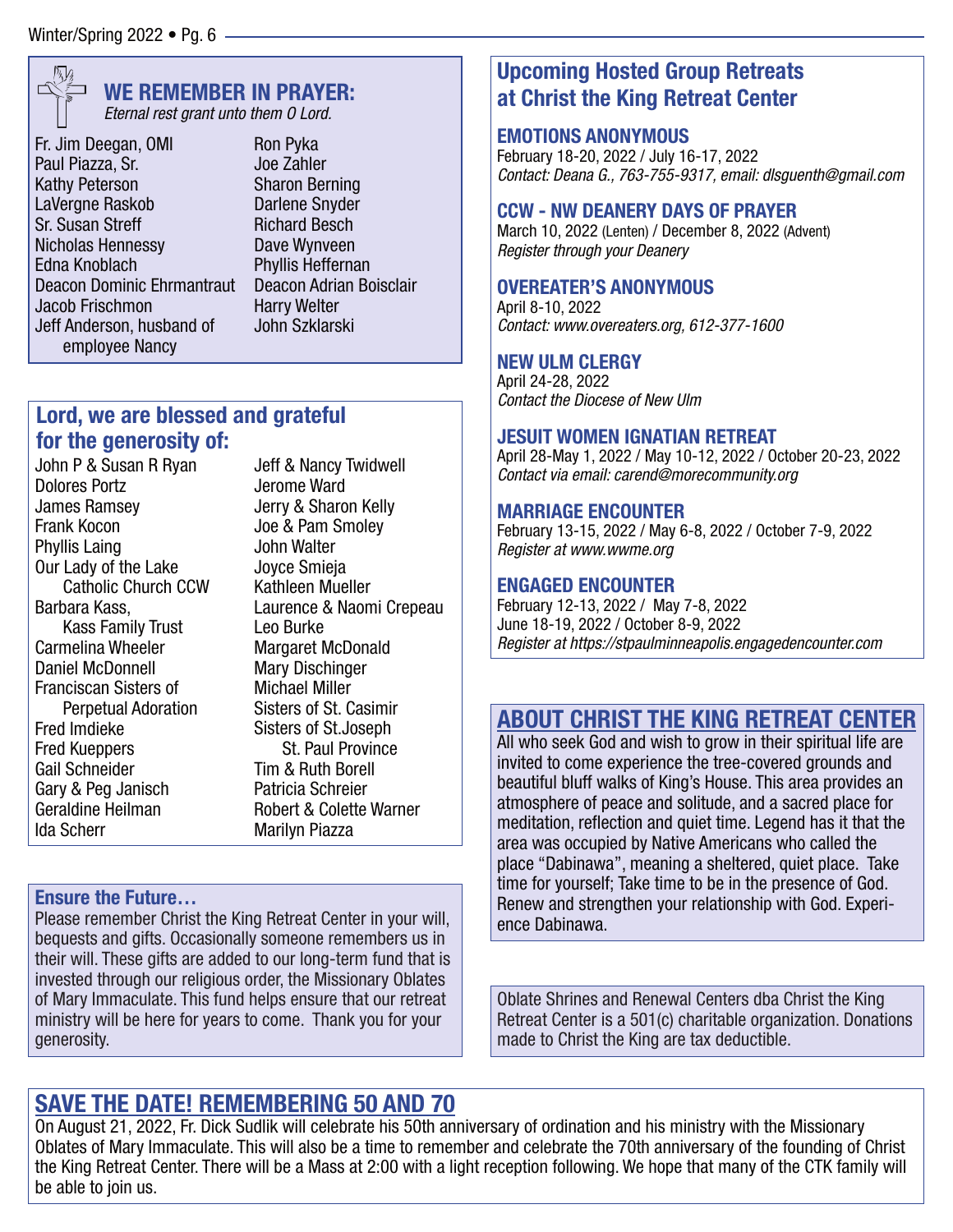## WE REMEMBER IN PRAYER:

*Eternal rest grant unto them O Lord.*

Fr. Jim Deegan, OMI
Paul Piazza, Sr.
Kathy Peterson
LaVergne Raskob
Sr. Susan Streff
Nicholas Hennessy
Edna Knoblach
Deacon Dominic Ehrmantraut
Jacob Frischmon
Jeff Anderson, husband of employee Nancy
Ron Pyka
Joe Zahler
Sharon Berning
Darlene Snyder
Richard Besch
Dave Wynveen
Phyllis Heffernan
Deacon Adrian Boisclair
Harry Welter
John Szklarski

## Lord, we are blessed and grateful for the generosity of:

John P & Susan R Ryan
Dolores Portz
James Ramsey
Frank Kocon
Phyllis Laing
Our Lady of the Lake Catholic Church CCW
Barbara Kass, Kass Family Trust
Carmelina Wheeler
Daniel McDonnell
Franciscan Sisters of Perpetual Adoration
Fred Imdieke
Fred Kueppers
Gail Schneider
Gary & Peg Janisch
Geraldine Heilman
Ida Scherr
Jeff & Nancy Twidwell
Jerome Ward
Jerry & Sharon Kelly
Joe & Pam Smoley
John Walter
Joyce Smieja
Kathleen Mueller
Laurence & Naomi Crepeau
Leo Burke
Margaret McDonald
Mary Dischinger
Michael Miller
Sisters of St. Casimir
Sisters of St.Joseph St. Paul Province
Tim & Ruth Borell
Patricia Schreier
Robert & Colette Warner
Marilyn Piazza

### Ensure the Future…

Please remember Christ the King Retreat Center in your will, bequests and gifts. Occasionally someone remembers us in their will. These gifts are added to our long-term fund that is invested through our religious order, the Missionary Oblates of Mary Immaculate. This fund helps ensure that our retreat ministry will be here for years to come. Thank you for your generosity.

## Upcoming Hosted Group Retreats at Christ the King Retreat Center

### EMOTIONS ANONYMOUS

February 18-20, 2022 / July 16-17, 2022
*Contact: Deana G., 763-755-9317, email: dlsguenth@gmail.com*

### CCW - NW DEANERY DAYS OF PRAYER

March 10, 2022 (Lenten) / December 8, 2022 (Advent)
*Register through your Deanery*

### OVEREATER'S ANONYMOUS

April 8-10, 2022
*Contact: www.overeaters.org, 612-377-1600*

### NEW ULM CLERGY

April 24-28, 2022
*Contact the Diocese of New Ulm*

### JESUIT WOMEN IGNATIAN RETREAT

April 28-May 1, 2022 / May 10-12, 2022 / October 20-23, 2022
*Contact via email: carend@morecommunity.org*

### MARRIAGE ENCOUNTER

February 13-15, 2022 / May 6-8, 2022 / October 7-9, 2022
*Register at www.wwme.org*

### ENGAGED ENCOUNTER

February 12-13, 2022 / May 7-8, 2022
June 18-19, 2022 / October 8-9, 2022
*Register at https://stpaulminneapolis.engagedencounter.com*

## ABOUT CHRIST THE KING RETREAT CENTER

All who seek God and wish to grow in their spiritual life are invited to come experience the tree-covered grounds and beautiful bluff walks of King's House. This area provides an atmosphere of peace and solitude, and a sacred place for meditation, reflection and quiet time. Legend has it that the area was occupied by Native Americans who called the place "Dabinawa", meaning a sheltered, quiet place. Take time for yourself; Take time to be in the presence of God. Renew and strengthen your relationship with God. Experience Dabinawa.

Oblate Shrines and Renewal Centers dba Christ the King Retreat Center is a 501(c) charitable organization. Donations made to Christ the King are tax deductible.

## SAVE THE DATE! REMEMBERING 50 AND 70

On August 21, 2022, Fr. Dick Sudlik will celebrate his 50th anniversary of ordination and his ministry with the Missionary Oblates of Mary Immaculate. This will also be a time to remember and celebrate the 70th anniversary of the founding of Christ the King Retreat Center. There will be a Mass at 2:00 with a light reception following. We hope that many of the CTK family will be able to join us.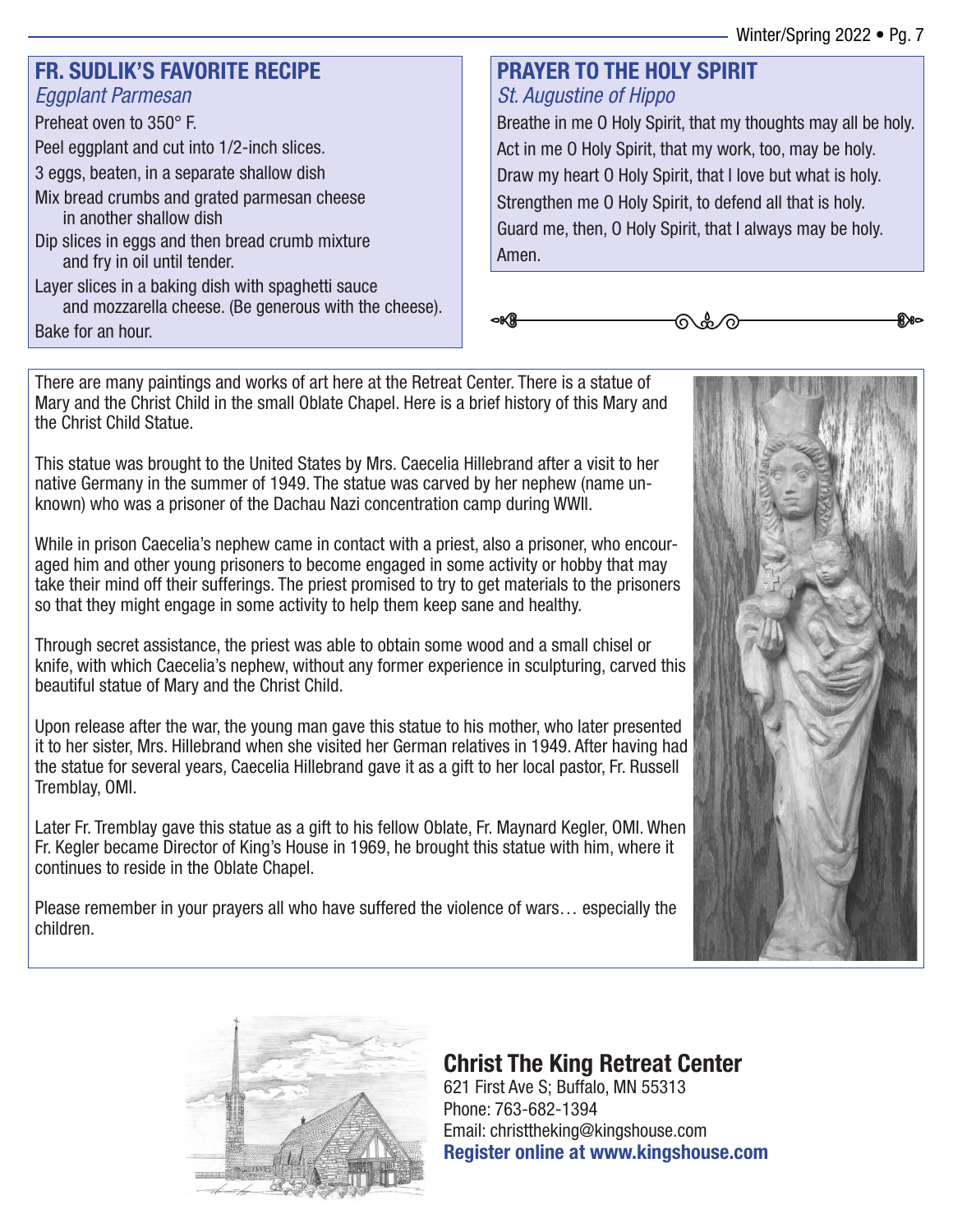## FR. SUDLIK'S FAVORITE RECIPE

*Eggplant Parmesan*

Preheat oven to 350° F.

Peel eggplant and cut into 1/2-inch slices.

3 eggs, beaten, in a separate shallow dish

Mix bread crumbs and grated parmesan cheese in another shallow dish

Dip slices in eggs and then bread crumb mixture and fry in oil until tender.

Layer slices in a baking dish with spaghetti sauce and mozzarella cheese. (Be generous with the cheese).

Bake for an hour.

## PRAYER TO THE HOLY SPIRIT

*St. Augustine of Hippo*

Breathe in me O Holy Spirit, that my thoughts may all be holy.
Act in me O Holy Spirit, that my work, too, may be holy.
Draw my heart O Holy Spirit, that I love but what is holy.
Strengthen me O Holy Spirit, to defend all that is holy.
Guard me, then, O Holy Spirit, that I always may be holy.
Amen.

There are many paintings and works of art here at the Retreat Center. There is a statue of Mary and the Christ Child in the small Oblate Chapel. Here is a brief history of this Mary and the Christ Child Statue.

This statue was brought to the United States by Mrs. Caecelia Hillebrand after a visit to her native Germany in the summer of 1949. The statue was carved by her nephew (name unknown) who was a prisoner of the Dachau Nazi concentration camp during WWII.

While in prison Caecelia's nephew came in contact with a priest, also a prisoner, who encouraged him and other young prisoners to become engaged in some activity or hobby that may take their mind off their sufferings. The priest promised to try to get materials to the prisoners so that they might engage in some activity to help them keep sane and healthy.

Through secret assistance, the priest was able to obtain some wood and a small chisel or knife, with which Caecelia's nephew, without any former experience in sculpturing, carved this beautiful statue of Mary and the Christ Child.

Upon release after the war, the young man gave this statue to his mother, who later presented it to her sister, Mrs. Hillebrand when she visited her German relatives in 1949. After having had the statue for several years, Caecelia Hillebrand gave it as a gift to her local pastor, Fr. Russell Tremblay, OMI.

Later Fr. Tremblay gave this statue as a gift to his fellow Oblate, Fr. Maynard Kegler, OMI. When Fr. Kegler became Director of King's House in 1969, he brought this statue with him, where it continues to reside in the Oblate Chapel.

Please remember in your prayers all who have suffered the violence of wars… especially the children.

## Christ The King Retreat Center

621 First Ave S; Buffalo, MN 55313
Phone: 763-682-1394
Email: christtheking@kingshouse.com
**Register online at www.kingshouse.com**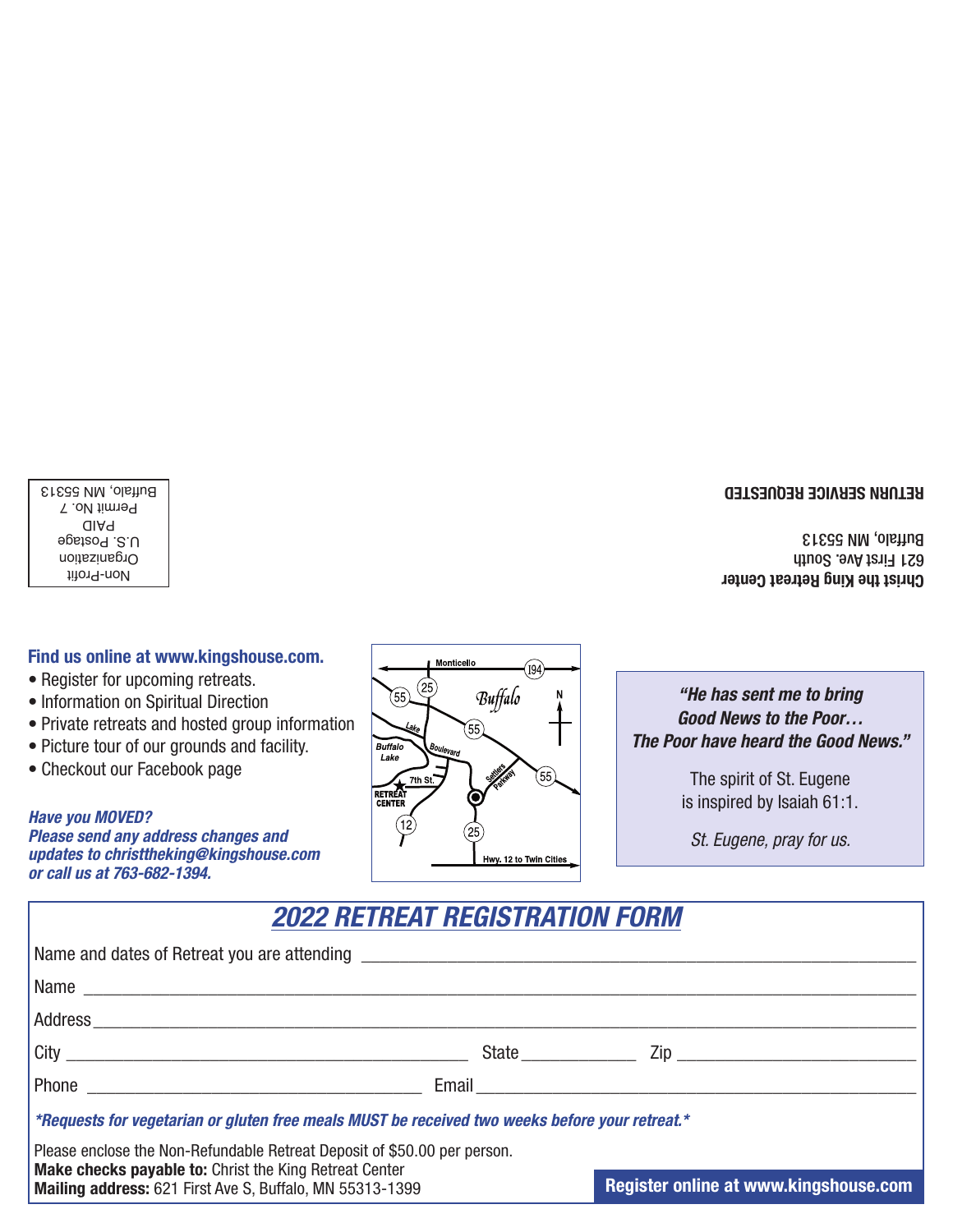**RETURN SERVICE REQUESTED**

**Christ the King Retreat Center**
621 First Ave. South
Buffalo, MN 55313

Non-Profit
Organization
U.S. Postage
PAID
Permit No. 7
Buffalo, MN 55313

**Find us online at www.kingshouse.com.**

- Register for upcoming retreats.
- Information on Spiritual Direction
- Private retreats and hosted group information
- Picture tour of our grounds and facility.
- Checkout our Facebook page

***Have you MOVED?***
***Please send any address changes and updates to christtheking@kingshouse.com or call us at 763-682-1394.***

Monticello
194
55
25
Buffalo
N
Lake
55
Buffalo Lake
Boulevard
Settlers Parkway
55
7th St.
RETREAT CENTER
12
25
Hwy. 12 to Twin Cities

***"He has sent me to bring Good News to the Poor… The Poor have heard the Good News."***

The spirit of St. Eugene is inspired by Isaiah 61:1.

*St. Eugene, pray for us.*

## *2022 RETREAT REGISTRATION FORM*

Name and dates of Retreat you are attending ______________________________

Name ______________________________

Address ______________________________

City ______________________ State ____________ Zip ______________________

Phone ______________________ Email ______________________

***\*Requests for vegetarian or gluten free meals MUST be received two weeks before your retreat.\****

Please enclose the Non-Refundable Retreat Deposit of $50.00 per person.
**Make checks payable to:** Christ the King Retreat Center
**Mailing address:** 621 First Ave S, Buffalo, MN 55313-1399

**Register online at www.kingshouse.com**